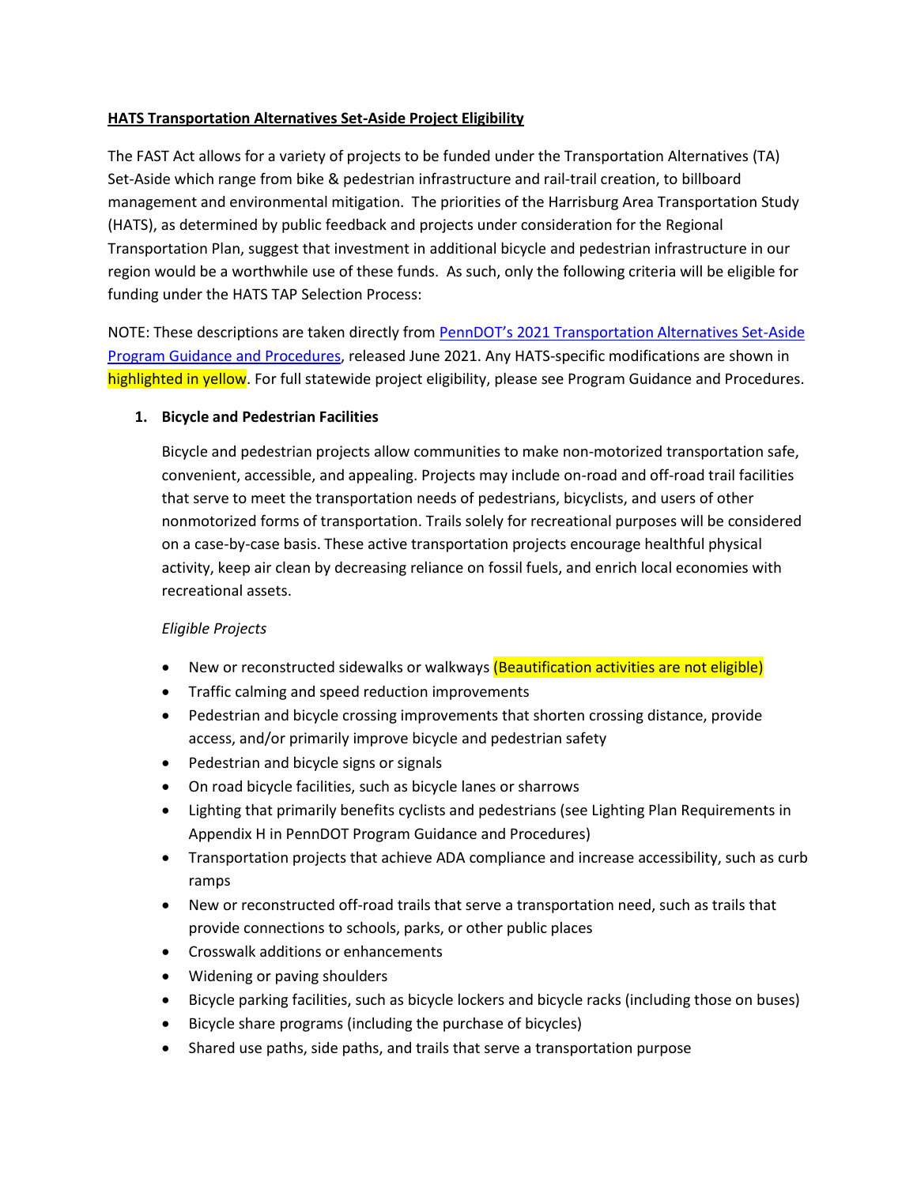**HATS Transportation Alternatives Set-Aside Project Eligibility**

The FAST Act allows for a variety of projects to be funded under the Transportation Alternatives (TA) Set-Aside which range from bike & pedestrian infrastructure and rail-trail creation, to billboard management and environmental mitigation. The priorities of the Harrisburg Area Transportation Study (HATS), as determined by public feedback and projects under consideration for the Regional Transportation Plan, suggest that investment in additional bicycle and pedestrian infrastructure in our region would be a worthwhile use of these funds. As such, only the following criteria will be eligible for funding under the HATS TAP Selection Process:

NOTE: These descriptions are taken directly from [PennDOT's 2021 Transportation Alternatives Set-Aside Program Guidance and Procedures](), released June 2021. Any HATS-specific modifications are shown in highlighted in yellow. For full statewide project eligibility, please see Program Guidance and Procedures.

1. **Bicycle and Pedestrian Facilities**

   Bicycle and pedestrian projects allow communities to make non-motorized transportation safe, convenient, accessible, and appealing. Projects may include on-road and off-road trail facilities that serve to meet the transportation needs of pedestrians, bicyclists, and users of other nonmotorized forms of transportation. Trails solely for recreational purposes will be considered on a case-by-case basis. These active transportation projects encourage healthful physical activity, keep air clean by decreasing reliance on fossil fuels, and enrich local economies with recreational assets.

   *Eligible Projects*

   - New or reconstructed sidewalks or walkways (Beautification activities are not eligible)
   - Traffic calming and speed reduction improvements
   - Pedestrian and bicycle crossing improvements that shorten crossing distance, provide access, and/or primarily improve bicycle and pedestrian safety
   - Pedestrian and bicycle signs or signals
   - On road bicycle facilities, such as bicycle lanes or sharrows
   - Lighting that primarily benefits cyclists and pedestrians (see Lighting Plan Requirements in Appendix H in PennDOT Program Guidance and Procedures)
   - Transportation projects that achieve ADA compliance and increase accessibility, such as curb ramps
   - New or reconstructed off-road trails that serve a transportation need, such as trails that provide connections to schools, parks, or other public places
   - Crosswalk additions or enhancements
   - Widening or paving shoulders
   - Bicycle parking facilities, such as bicycle lockers and bicycle racks (including those on buses)
   - Bicycle share programs (including the purchase of bicycles)
   - Shared use paths, side paths, and trails that serve a transportation purpose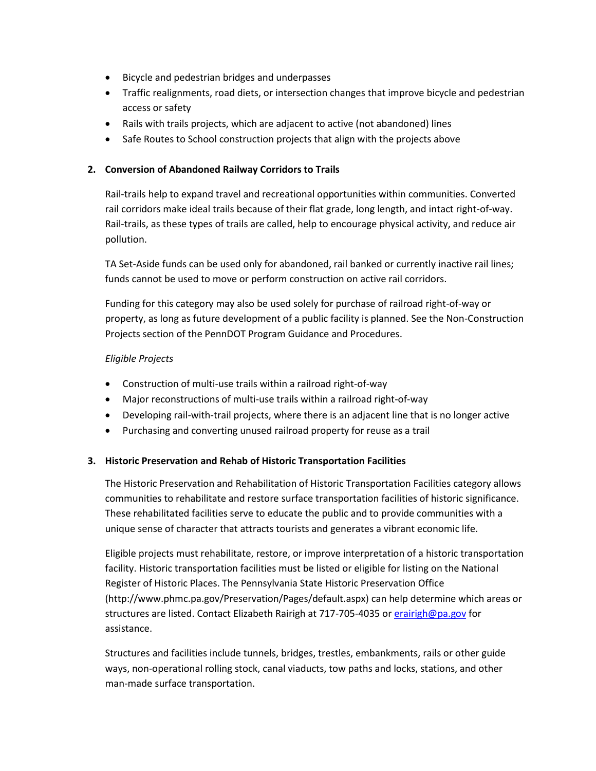- Bicycle and pedestrian bridges and underpasses
- Traffic realignments, road diets, or intersection changes that improve bicycle and pedestrian access or safety
- Rails with trails projects, which are adjacent to active (not abandoned) lines
- Safe Routes to School construction projects that align with the projects above

**2. Conversion of Abandoned Railway Corridors to Trails**

Rail-trails help to expand travel and recreational opportunities within communities. Converted rail corridors make ideal trails because of their flat grade, long length, and intact right-of-way. Rail-trails, as these types of trails are called, help to encourage physical activity, and reduce air pollution.

TA Set-Aside funds can be used only for abandoned, rail banked or currently inactive rail lines; funds cannot be used to move or perform construction on active rail corridors.

Funding for this category may also be used solely for purchase of railroad right-of-way or property, as long as future development of a public facility is planned. See the Non-Construction Projects section of the PennDOT Program Guidance and Procedures.

*Eligible Projects*

- Construction of multi-use trails within a railroad right-of-way
- Major reconstructions of multi-use trails within a railroad right-of-way
- Developing rail-with-trail projects, where there is an adjacent line that is no longer active
- Purchasing and converting unused railroad property for reuse as a trail

**3. Historic Preservation and Rehab of Historic Transportation Facilities**

The Historic Preservation and Rehabilitation of Historic Transportation Facilities category allows communities to rehabilitate and restore surface transportation facilities of historic significance. These rehabilitated facilities serve to educate the public and to provide communities with a unique sense of character that attracts tourists and generates a vibrant economic life.

Eligible projects must rehabilitate, restore, or improve interpretation of a historic transportation facility. Historic transportation facilities must be listed or eligible for listing on the National Register of Historic Places. The Pennsylvania State Historic Preservation Office (http://www.phmc.pa.gov/Preservation/Pages/default.aspx) can help determine which areas or structures are listed. Contact Elizabeth Rairigh at 717-705-4035 or [erairigh@pa.gov](mailto:erairigh@pa.gov) for assistance.

Structures and facilities include tunnels, bridges, trestles, embankments, rails or other guide ways, non-operational rolling stock, canal viaducts, tow paths and locks, stations, and other man-made surface transportation.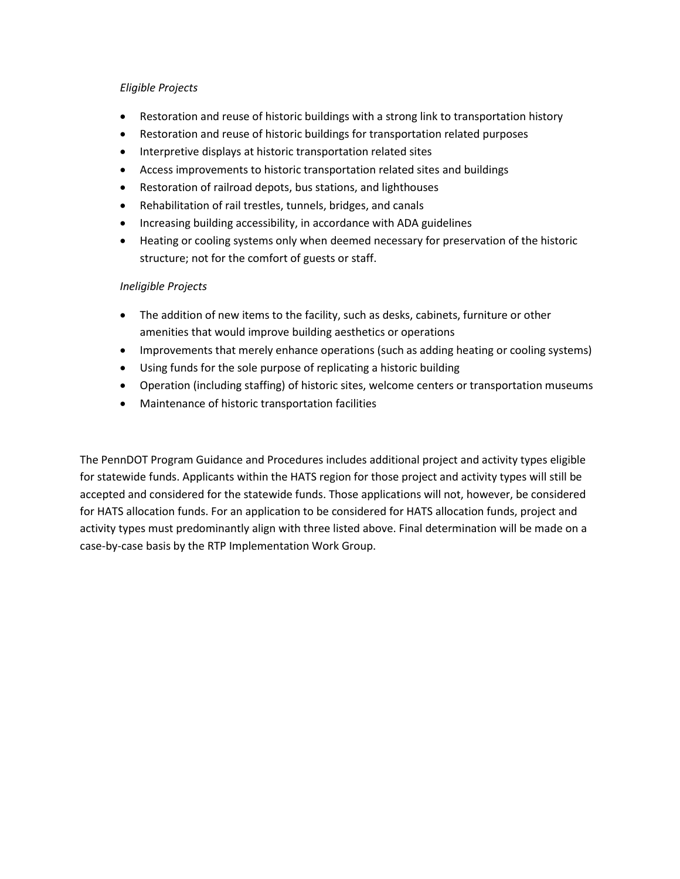*Eligible Projects*

- Restoration and reuse of historic buildings with a strong link to transportation history
- Restoration and reuse of historic buildings for transportation related purposes
- Interpretive displays at historic transportation related sites
- Access improvements to historic transportation related sites and buildings
- Restoration of railroad depots, bus stations, and lighthouses
- Rehabilitation of rail trestles, tunnels, bridges, and canals
- Increasing building accessibility, in accordance with ADA guidelines
- Heating or cooling systems only when deemed necessary for preservation of the historic structure; not for the comfort of guests or staff.

*Ineligible Projects*

- The addition of new items to the facility, such as desks, cabinets, furniture or other amenities that would improve building aesthetics or operations
- Improvements that merely enhance operations (such as adding heating or cooling systems)
- Using funds for the sole purpose of replicating a historic building
- Operation (including staffing) of historic sites, welcome centers or transportation museums
- Maintenance of historic transportation facilities

The PennDOT Program Guidance and Procedures includes additional project and activity types eligible for statewide funds. Applicants within the HATS region for those project and activity types will still be accepted and considered for the statewide funds. Those applications will not, however, be considered for HATS allocation funds. For an application to be considered for HATS allocation funds, project and activity types must predominantly align with three listed above. Final determination will be made on a case-by-case basis by the RTP Implementation Work Group.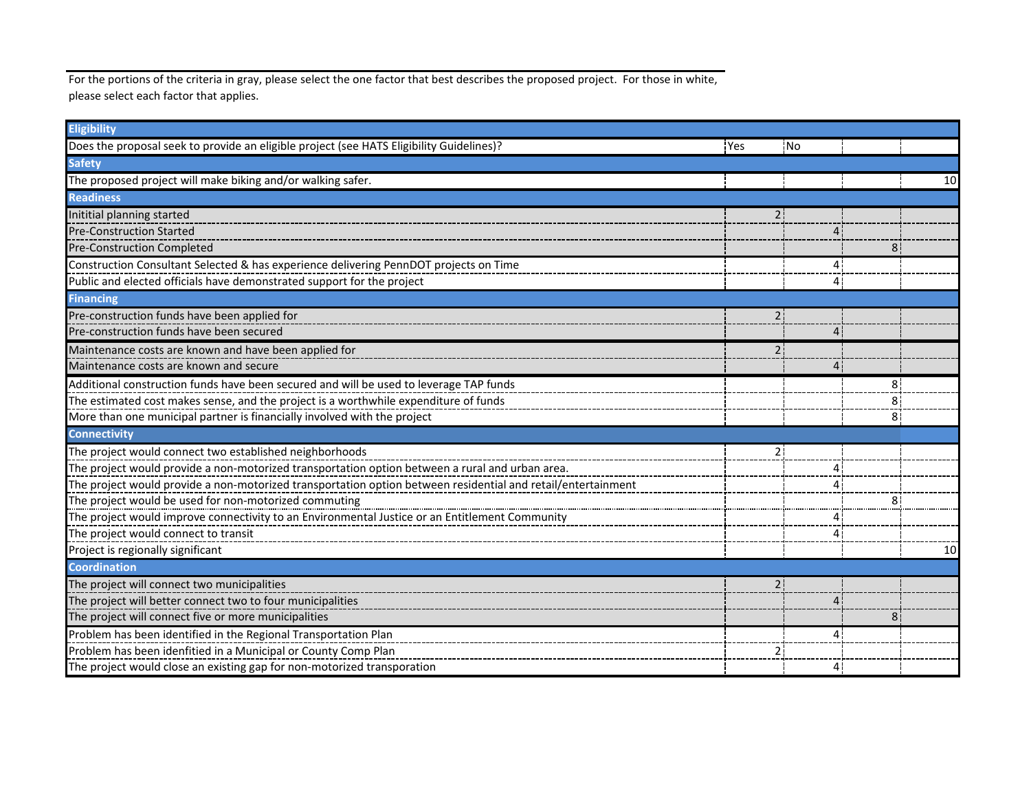For the portions of the criteria in gray, please select the one factor that best describes the proposed project. For those in white, please select each factor that applies.

| | | | | |
|---|---|---|---|---|
| **Eligibility** | | | | |
| Does the proposal seek to provide an eligible project (see HATS Eligibility Guidelines)? | Yes | No | | |
| **Safety** | | | | |
| The proposed project will make biking and/or walking safer. | | | | 10 |
| **Readiness** | | | | |
| Inititial planning started | 2 | | | |
| Pre-Construction Started | | 4 | | |
| Pre-Construction Completed | | | 8 | |
| Construction Consultant Selected & has experience delivering PennDOT projects on Time | | 4 | | |
| Public and elected officials have demonstrated support for the project | | 4 | | |
| **Financing** | | | | |
| Pre-construction funds have been applied for | 2 | | | |
| Pre-construction funds have been secured | | 4 | | |
| Maintenance costs are known and have been applied for | 2 | | | |
| Maintenance costs are known and secure | | 4 | | |
| Additional construction funds have been secured and will be used to leverage TAP funds | | | 8 | |
| The estimated cost makes sense, and the project is a worthwhile expenditure of funds | | | 8 | |
| More than one municipal partner is financially involved with the project | | | 8 | |
| **Connectivity** | | | | |
| The project would connect two established neighborhoods | 2 | | | |
| The project would provide a non-motorized transportation option between a rural and urban area. | | 4 | | |
| The project would provide a non-motorized transportation option between residential and retail/entertainment | | 4 | | |
| The project would be used for non-motorized commuting | | | 8 | |
| The project would improve connectivity to an Environmental Justice or an Entitlement Community | | 4 | | |
| The project would connect to transit | | 4 | | |
| Project is regionally significant | | | | 10 |
| **Coordination** | | | | |
| The project will connect two municipalities | 2 | | | |
| The project will better connect two to four municipalities | | 4 | | |
| The project will connect five or more municipalities | | | 8 | |
| Problem has been identified in the Regional Transportation Plan | | 4 | | |
| Problem has been idenfitied in a Municipal or County Comp Plan | 2 | | | |
| The project would close an existing gap for non-motorized transporation | | 4 | | |